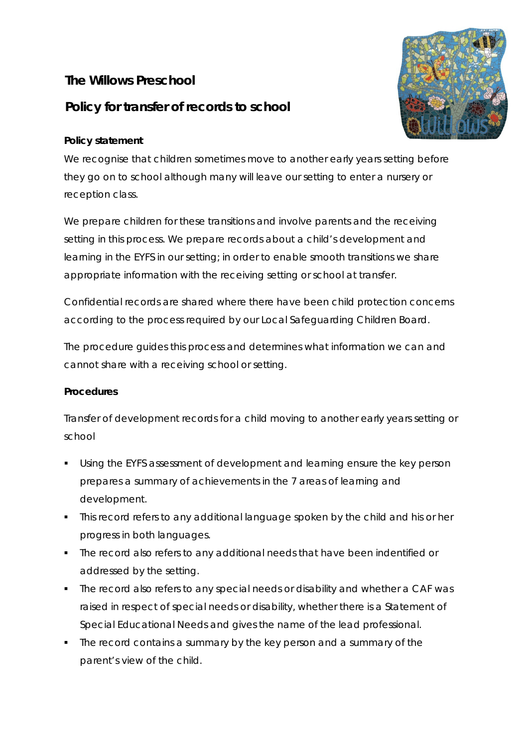# The Willows Preschool

## Policy for transfer of records to school

**Policy statement**

We recognise that children sometimes move to another early years setting before they go on to school although many will leave our setting to enter a nursery or reception class.

We prepare children for these transitions and involve parents and the receiving setting in this process. We prepare records about a child's development and learning in the EYFS in our setting; in order to enable smooth transitions we share appropriate information with the receiving setting or school at transfer.

Confidential records are shared where there have been child protection concerns according to the process required by our Local Safeguarding Children Board.

The procedure guides this process and determines what information we can and cannot share with a receiving school or setting.

**Procedures**

Transfer of development records for a child moving to another early years setting or school

- Using the EYFS assessment of development and learning ensure the key person prepares a summary of achievements in the 7 areas of learning and development.
- This record refers to any additional language spoken by the child and his or her progress in both languages.
- The record also refers to any additional needs that have been indentified or addressed by the setting.
- The record also refers to any special needs or disability and whether a CAF was raised in respect of special needs or disability, whether there is a Statement of Special Educational Needs and gives the name of the lead professional.
- The record contains a summary by the key person and a summary of the parent's view of the child.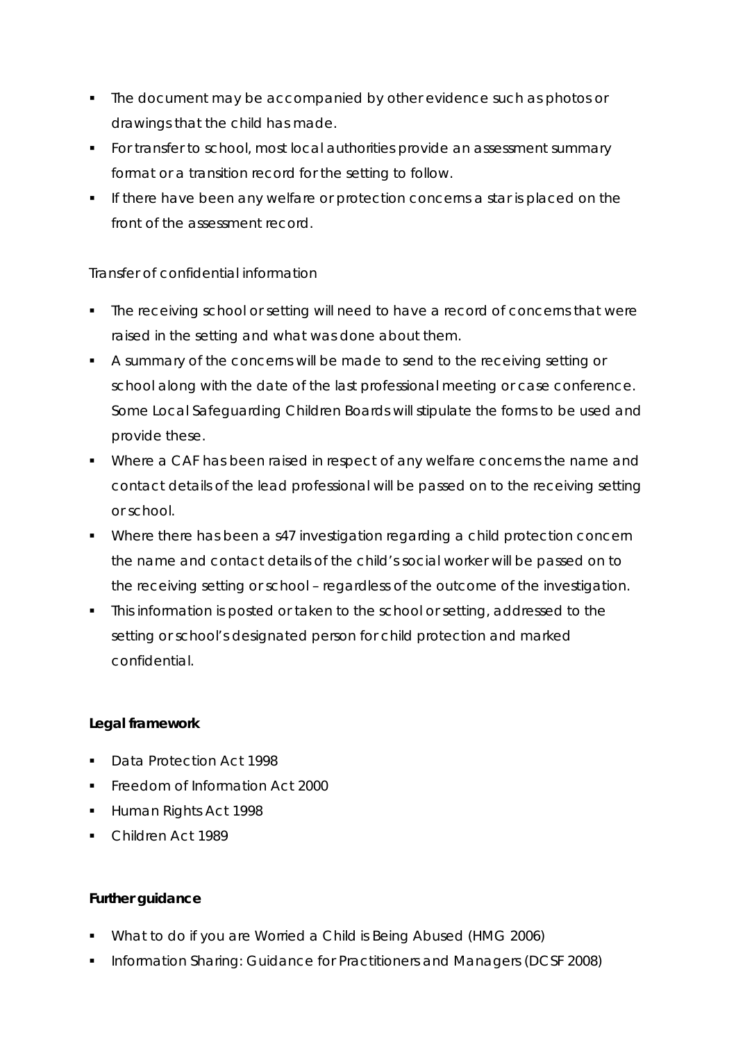- The document may be accompanied by other evidence such as photos or drawings that the child has made.
- For transfer to school, most local authorities provide an assessment summary format or a transition record for the setting to follow.
- If there have been any welfare or protection concerns a star is placed on the front of the assessment record.

Transfer of confidential information

- The receiving school or setting will need to have a record of concerns that were raised in the setting and what was done about them.
- A summary of the concerns will be made to send to the receiving setting or school along with the date of the last professional meeting or case conference. Some Local Safeguarding Children Boards will stipulate the forms to be used and provide these.
- Where a CAF has been raised in respect of any welfare concerns the name and contact details of the lead professional will be passed on to the receiving setting or school.
- Where there has been a s47 investigation regarding a child protection concern the name and contact details of the child's social worker will be passed on to the receiving setting or school – regardless of the outcome of the investigation.
- This information is posted or taken to the school or setting, addressed to the setting or school's designated person for child protection and marked confidential.

**Legal framework**

- Data Protection Act 1998
- Freedom of Information Act 2000
- Human Rights Act 1998
- Children Act 1989

**Further guidance**

- What to do if you are Worried a Child is Being Abused (HMG 2006)
- Information Sharing: Guidance for Practitioners and Managers (DCSF 2008)